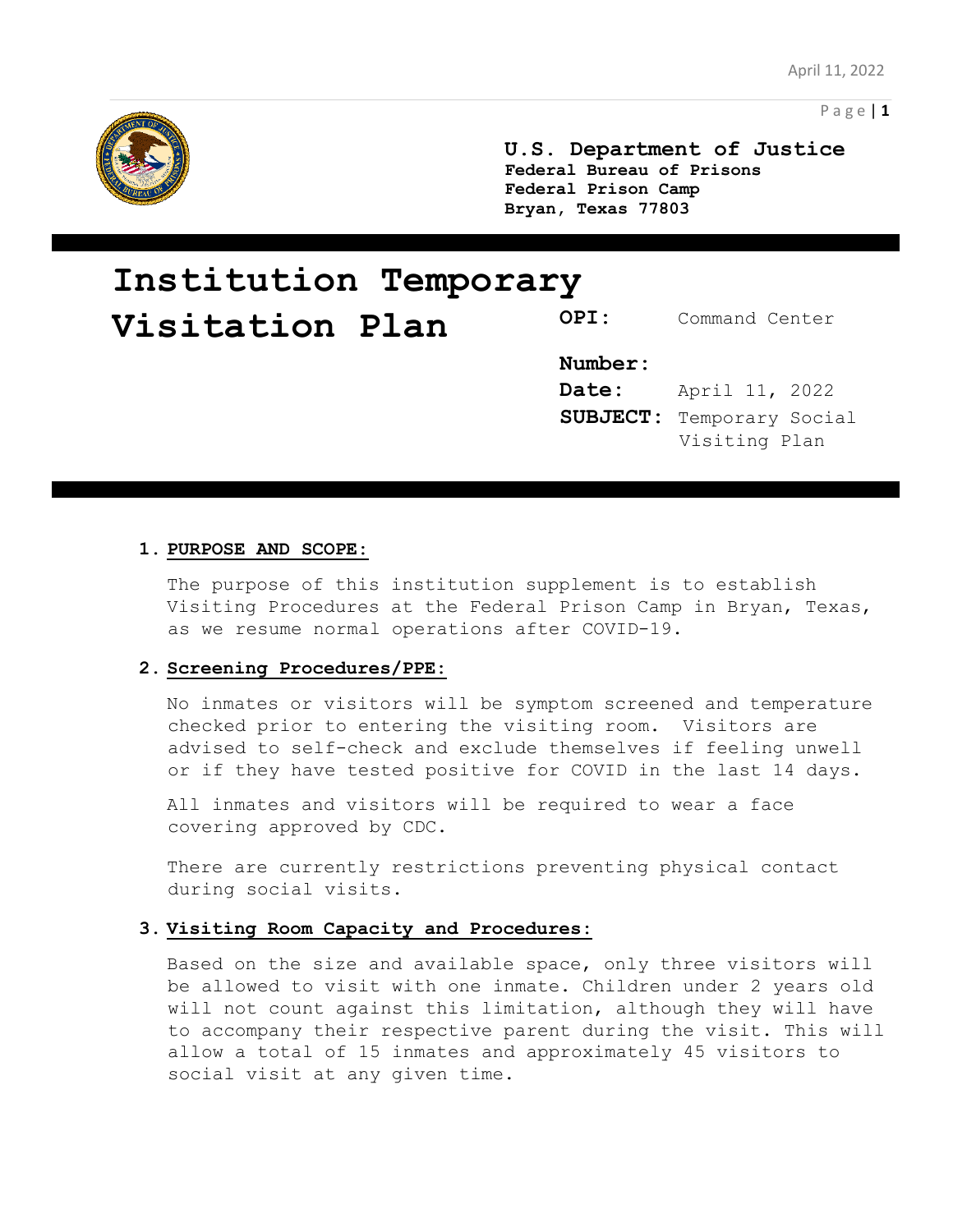**U.S. Department of Justice**
**Federal Bureau of Prisons**
**Federal Prison Camp**
**Bryan, Texas 77803**

# Institution Temporary Visitation Plan

**OPI:** Command Center

**Number:**

**Date:** April 11, 2022

**SUBJECT:** Temporary Social Visiting Plan

1. **PURPOSE AND SCOPE:**

   The purpose of this institution supplement is to establish Visiting Procedures at the Federal Prison Camp in Bryan, Texas, as we resume normal operations after COVID-19.

2. **Screening Procedures/PPE:**

   No inmates or visitors will be symptom screened and temperature checked prior to entering the visiting room. Visitors are advised to self-check and exclude themselves if feeling unwell or if they have tested positive for COVID in the last 14 days.

   All inmates and visitors will be required to wear a face covering approved by CDC.

   There are currently restrictions preventing physical contact during social visits.

3. **Visiting Room Capacity and Procedures:**

   Based on the size and available space, only three visitors will be allowed to visit with one inmate. Children under 2 years old will not count against this limitation, although they will have to accompany their respective parent during the visit. This will allow a total of 15 inmates and approximately 45 visitors to social visit at any given time.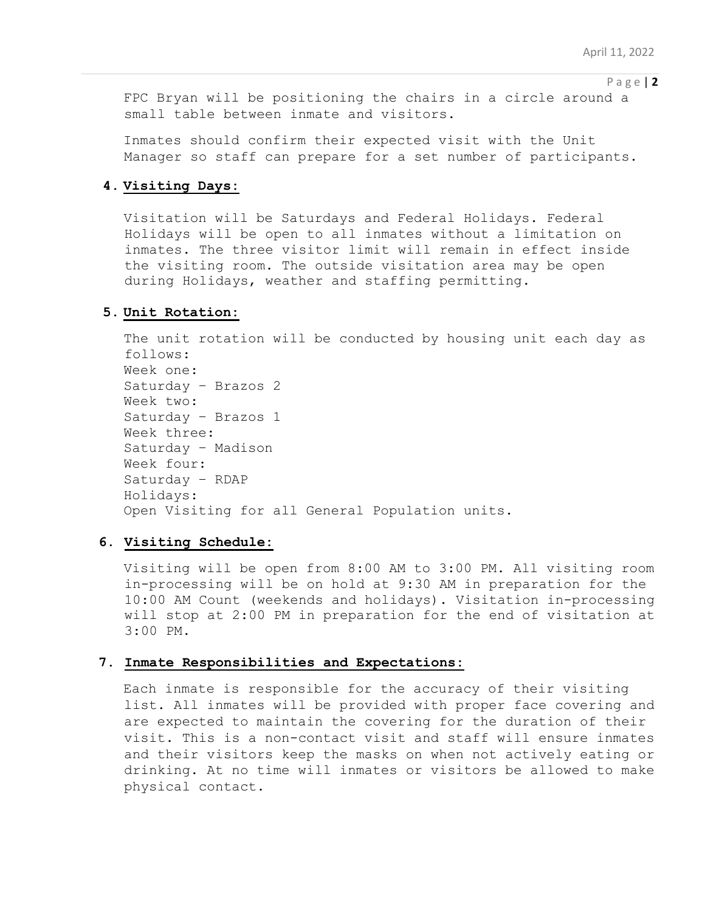FPC Bryan will be positioning the chairs in a circle around a small table between inmate and visitors.

Inmates should confirm their expected visit with the Unit Manager so staff can prepare for a set number of participants.

**4. Visiting Days:**

Visitation will be Saturdays and Federal Holidays. Federal Holidays will be open to all inmates without a limitation on inmates. The three visitor limit will remain in effect inside the visiting room. The outside visitation area may be open during Holidays, weather and staffing permitting.

**5. Unit Rotation:**

The unit rotation will be conducted by housing unit each day as follows:
Week one:
Saturday – Brazos 2
Week two:
Saturday – Brazos 1
Week three:
Saturday – Madison
Week four:
Saturday – RDAP
Holidays:
Open Visiting for all General Population units.

**6. Visiting Schedule:**

Visiting will be open from 8:00 AM to 3:00 PM. All visiting room in-processing will be on hold at 9:30 AM in preparation for the 10:00 AM Count (weekends and holidays). Visitation in-processing will stop at 2:00 PM in preparation for the end of visitation at 3:00 PM.

**7. Inmate Responsibilities and Expectations:**

Each inmate is responsible for the accuracy of their visiting list. All inmates will be provided with proper face covering and are expected to maintain the covering for the duration of their visit. This is a non-contact visit and staff will ensure inmates and their visitors keep the masks on when not actively eating or drinking. At no time will inmates or visitors be allowed to make physical contact.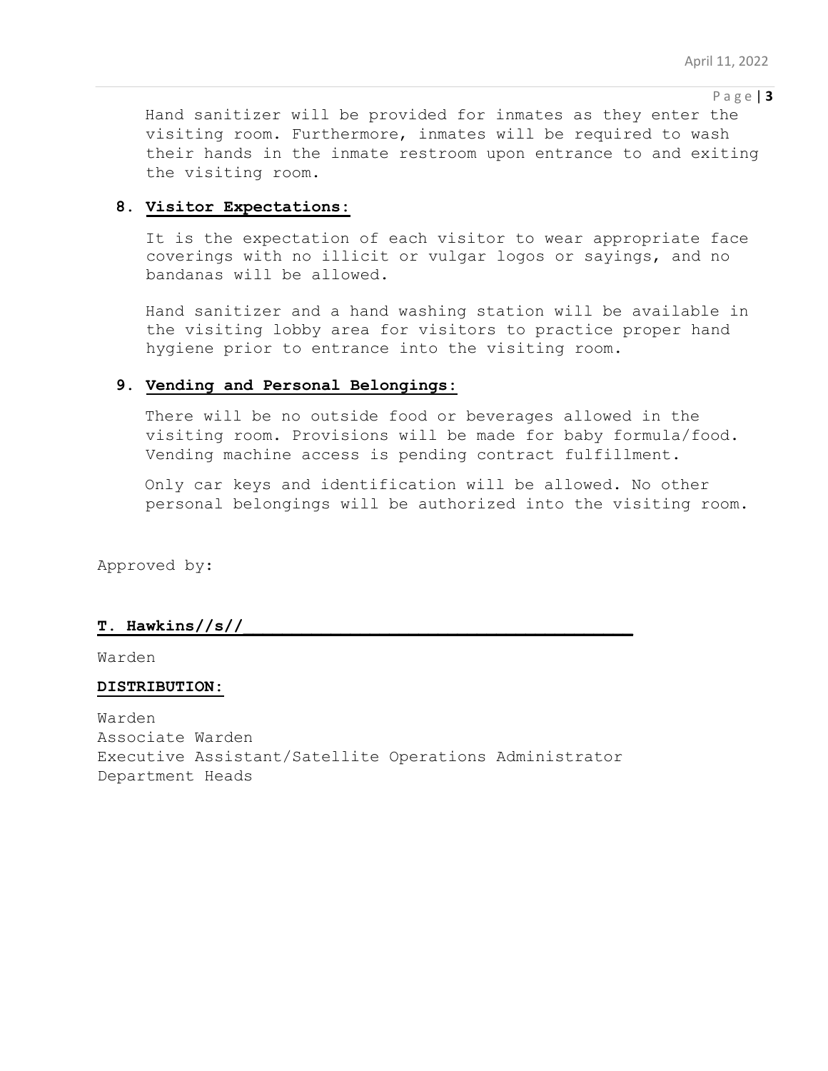Hand sanitizer will be provided for inmates as they enter the visiting room. Furthermore, inmates will be required to wash their hands in the inmate restroom upon entrance to and exiting the visiting room.

8. **Visitor Expectations:**

   It is the expectation of each visitor to wear appropriate face coverings with no illicit or vulgar logos or sayings, and no bandanas will be allowed.

   Hand sanitizer and a hand washing station will be available in the visiting lobby area for visitors to practice proper hand hygiene prior to entrance into the visiting room.

9. **Vending and Personal Belongings:**

   There will be no outside food or beverages allowed in the visiting room. Provisions will be made for baby formula/food. Vending machine access is pending contract fulfillment.

   Only car keys and identification will be allowed. No other personal belongings will be authorized into the visiting room.

Approved by:

**T. Hawkins//s//**\_\_\_\_\_\_\_\_\_\_\_\_\_\_\_\_\_\_\_\_\_\_\_\_\_\_\_\_\_\_\_\_\_\_\_\_\_\_\_\_

Warden

**DISTRIBUTION:**

Warden
Associate Warden
Executive Assistant/Satellite Operations Administrator
Department Heads